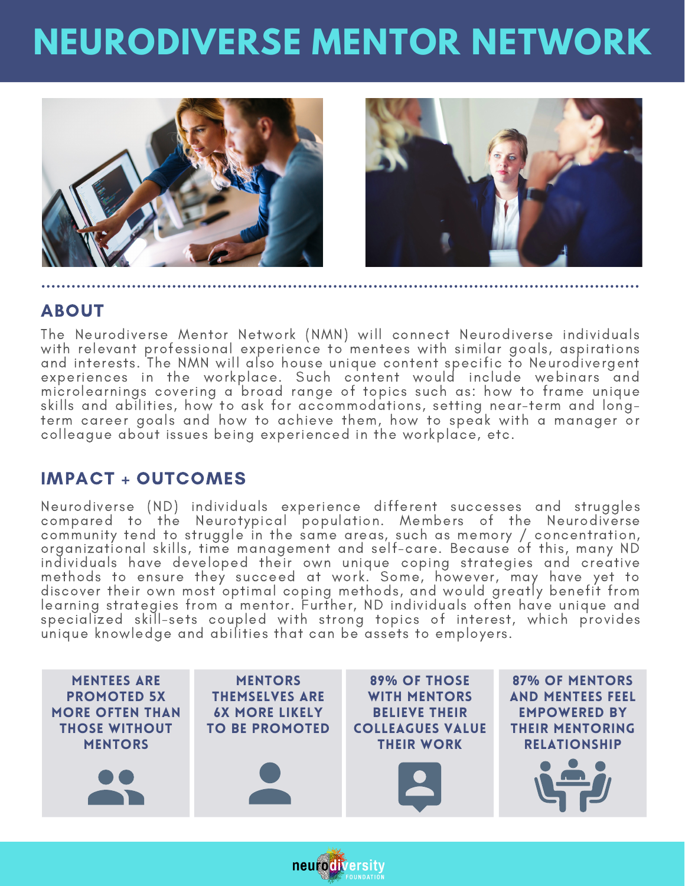# NEURODIVERSE MENTOR NETWORK

## ABOUT

The Neurodiverse Mentor Network (NMN) will connect Neurodiverse individuals with relevant professional experience to mentees with similar goals, aspirations and interests. The NMN will also house unique content specific to Neurodivergent experiences in the workplace. Such content would include webinars and microlearnings covering a broad range of topics such as: how to frame unique skills and abilities, how to ask for accommodations, setting near-term and long-term career goals and how to achieve them, how to speak with a manager or colleague about issues being experienced in the workplace, etc.

## IMPACT + OUTCOMES

Neurodiverse (ND) individuals experience different successes and struggles compared to the Neurotypical population. Members of the Neurodiverse community tend to struggle in the same areas, such as memory / concentration, organizational skills, time management and self-care. Because of this, many ND individuals have developed their own unique coping strategies and creative methods to ensure they succeed at work. Some, however, may have yet to discover their own most optimal coping methods, and would greatly benefit from learning strategies from a mentor. Further, ND individuals often have unique and specialized skill-sets coupled with strong topics of interest, which provides unique knowledge and abilities that can be assets to employers.

**MENTEES ARE PROMOTED 5X MORE OFTEN THAN THOSE WITHOUT MENTORS**

**MENTORS THEMSELVES ARE 6X MORE LIKELY TO BE PROMOTED**

**89% OF THOSE WITH MENTORS BELIEVE THEIR COLLEAGUES VALUE THEIR WORK**

**87% OF MENTORS AND MENTEES FEEL EMPOWERED BY THEIR MENTORING RELATIONSHIP**

neurodiversity FOUNDATION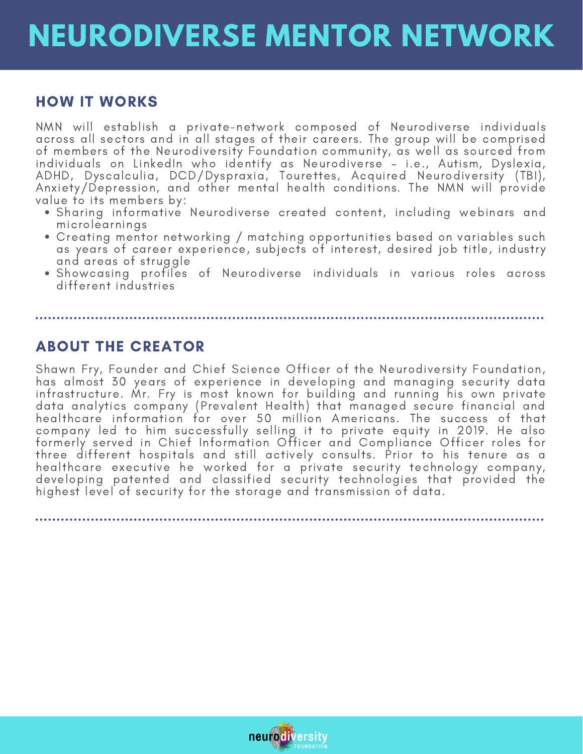# NEURODIVERSE MENTOR NETWORK

## HOW IT WORKS

NMN will establish a private-network composed of Neurodiverse individuals across all sectors and in all stages of their careers. The group will be comprised of members of the Neurodiversity Foundation community, as well as sourced from individuals on LinkedIn who identify as Neurodiverse – i.e., Autism, Dyslexia, ADHD, Dyscalculia, DCD/Dyspraxia, Tourettes, Acquired Neurodiversity (TBI), Anxiety/Depression, and other mental health conditions. The NMN will provide value to its members by:

- Sharing informative Neurodiverse created content, including webinars and microlearnings
- Creating mentor networking / matching opportunities based on variables such as years of career experience, subjects of interest, desired job title, industry and areas of struggle
- Showcasing profiles of Neurodiverse individuals in various roles across different industries

## ABOUT THE CREATOR

Shawn Fry, Founder and Chief Science Officer of the Neurodiversity Foundation, has almost 30 years of experience in developing and managing security data infrastructure. Mr. Fry is most known for building and running his own private data analytics company (Prevalent Health) that managed secure financial and healthcare information for over 50 million Americans. The success of that company led to him successfully selling it to private equity in 2019. He also formerly served in Chief Information Officer and Compliance Officer roles for three different hospitals and still actively consults. Prior to his tenure as a healthcare executive he worked for a private security technology company, developing patented and classified security technologies that provided the highest level of security for the storage and transmission of data.